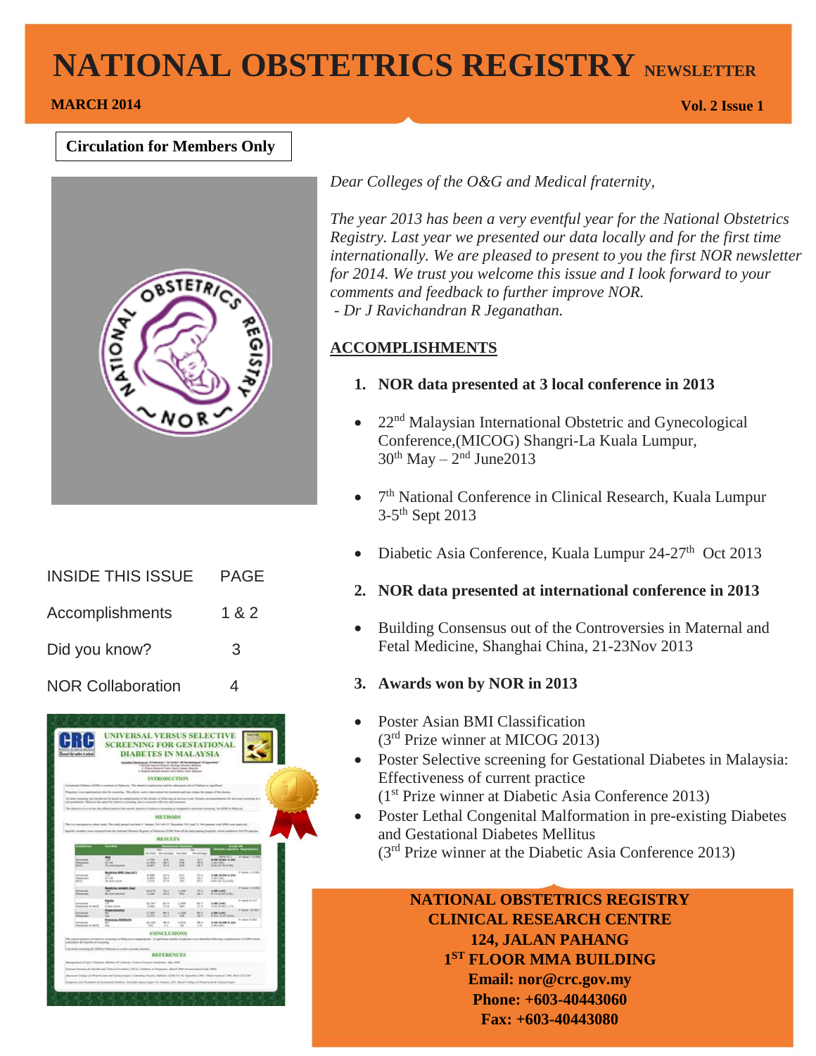# NATIONAL OBSTETRICS REGISTRY NEWSLETTER

**MARCH 2014** **Vol. 2 Issue 1**

**Circulation for Members Only**

| INSIDE THIS ISSUE | PAGE |
|---|---|
| Accomplishments | 1 & 2 |
| Did you know? | 3 |
| NOR Collaboration | 4 |

*Dear Colleges of the O&G and Medical fraternity,*

*The year 2013 has been a very eventful year for the National Obstetrics Registry. Last year we presented our data locally and for the first time internationally. We are pleased to present to you the first NOR newsletter for 2014. We trust you welcome this issue and I look forward to your comments and feedback to further improve NOR.*
*- Dr J Ravichandran R Jeganathan.*

## ACCOMPLISHMENTS

1. **NOR data presented at 3 local conference in 2013**

- 22nd Malaysian International Obstetric and Gynecological Conference,(MICOG) Shangri-La Kuala Lumpur, 30th May – 2nd June2013
- 7th National Conference in Clinical Research, Kuala Lumpur 3-5th Sept 2013
- Diabetic Asia Conference, Kuala Lumpur 24-27th Oct 2013

2. **NOR data presented at international conference in 2013**

- Building Consensus out of the Controversies in Maternal and Fetal Medicine, Shanghai China, 21-23Nov 2013

3. **Awards won by NOR in 2013**

- Poster Asian BMI Classification (3rd Prize winner at MICOG 2013)
- Poster Selective screening for Gestational Diabetes in Malaysia: Effectiveness of current practice (1st Prize winner at Diabetic Asia Conference 2013)
- Poster Lethal Congenital Malformation in pre-existing Diabetes and Gestational Diabetes Mellitus (3rd Prize winner at the Diabetic Asia Conference 2013)

**NATIONAL OBSTETRICS REGISTRY**
**CLINICAL RESEARCH CENTRE**
**124, JALAN PAHANG**
**1ST FLOOR MMA BUILDING**
**Email: nor@crc.gov.my**
**Phone: +603-40443060**
**Fax: +603-40443080**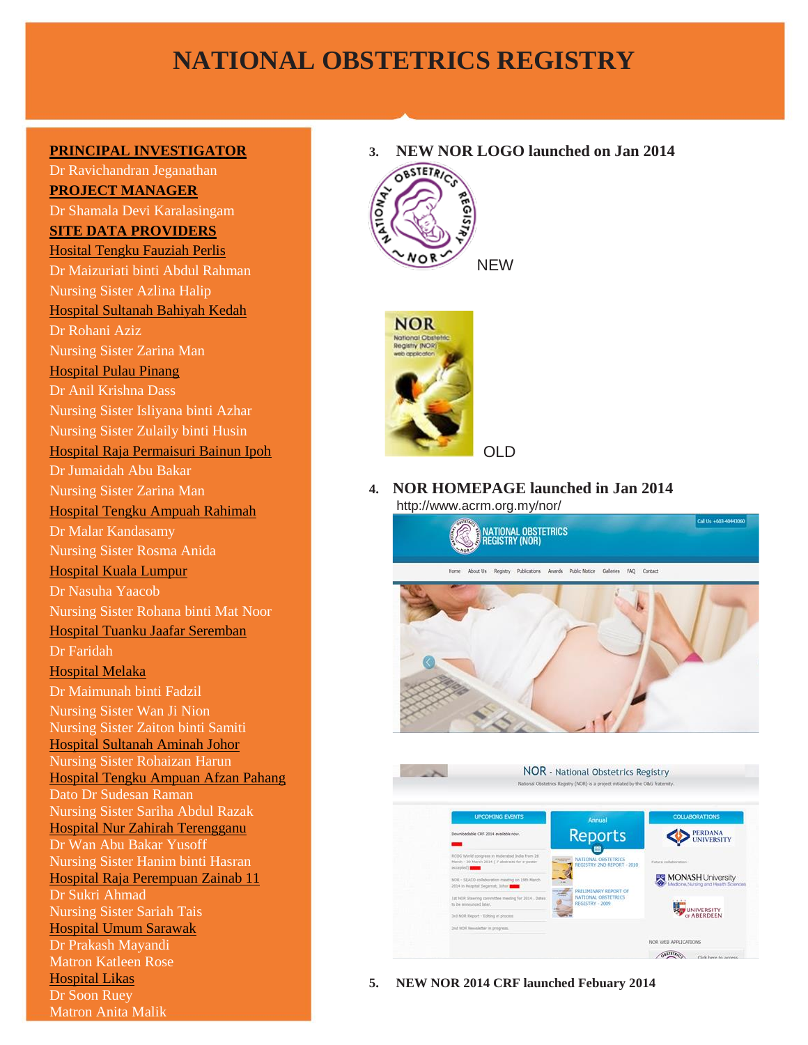# NATIONAL OBSTETRICS REGISTRY

**PRINCIPAL INVESTIGATOR**

Dr Ravichandran Jeganathan

**PROJECT MANAGER**

Dr Shamala Devi Karalasingam

**SITE DATA PROVIDERS**

Hosital Tengku Fauziah Perlis
Dr Maizuriati binti Abdul Rahman
Nursing Sister Azlina Halip

Hospital Sultanah Bahiyah Kedah
Dr Rohani Aziz
Nursing Sister Zarina Man

Hospital Pulau Pinang
Dr Anil Krishna Dass
Nursing Sister Isliyana binti Azhar
Nursing Sister Zulaily binti Husin

Hospital Raja Permaisuri Bainun Ipoh
Dr Jumaidah Abu Bakar
Nursing Sister Zarina Man

Hospital Tengku Ampuah Rahimah
Dr Malar Kandasamy
Nursing Sister Rosma Anida

Hospital Kuala Lumpur
Dr Nasuha Yaacob
Nursing Sister Rohana binti Mat Noor

Hospital Tuanku Jaafar Seremban
Dr Faridah

Hospital Melaka
Dr Maimunah binti Fadzil
Nursing Sister Wan Ji Nion
Nursing Sister Zaiton binti Samiti

Hospital Sultanah Aminah Johor
Nursing Sister Rohaizan Harun

Hospital Tengku Ampuan Afzan Pahang
Dato Dr Sudesan Raman
Nursing Sister Sariha Abdul Razak

Hospital Nur Zahirah Terengganu
Dr Wan Abu Bakar Yusoff
Nursing Sister Hanim binti Hasran

Hospital Raja Perempuan Zainab 11
Dr Sukri Ahmad
Nursing Sister Sariah Tais

Hospital Umum Sarawak
Dr Prakash Mayandi
Matron Katleen Rose

Hospital Likas
Dr Soon Ruey
Matron Anita Malik

**3. NEW NOR LOGO launched on Jan 2014**

NEW

OLD

**4. NOR HOMEPAGE launched in Jan 2014**

http://www.acrm.org.my/nor/

**5. NEW NOR 2014 CRF launched Febuary 2014**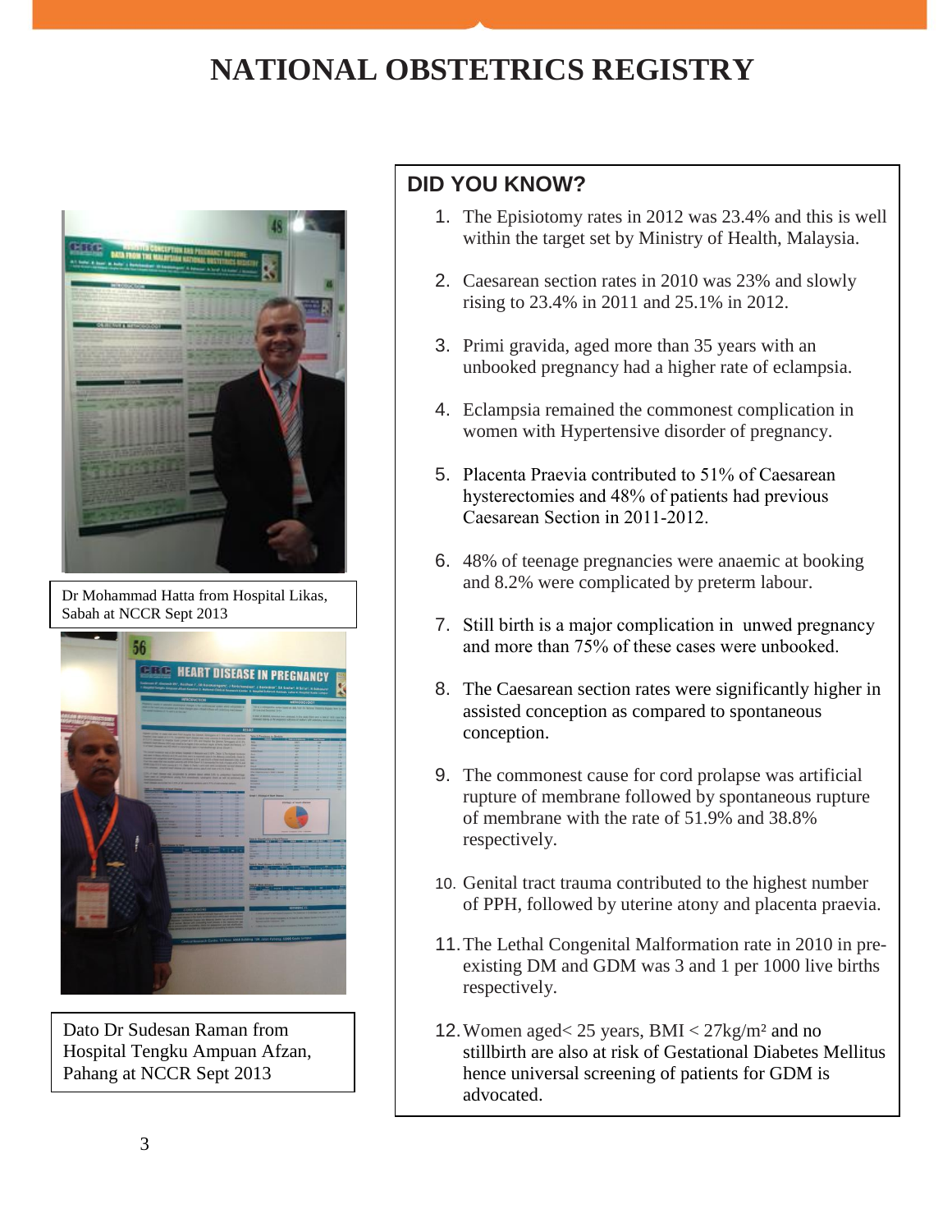# NATIONAL OBSTETRICS REGISTRY

Dr Mohammad Hatta from Hospital Likas, Sabah at NCCR Sept 2013

Dato Dr Sudesan Raman from Hospital Tengku Ampuan Afzan, Pahang at NCCR Sept 2013

## DID YOU KNOW?

1. The Episiotomy rates in 2012 was 23.4% and this is well within the target set by Ministry of Health, Malaysia.
2. Caesarean section rates in 2010 was 23% and slowly rising to 23.4% in 2011 and 25.1% in 2012.
3. Primi gravida, aged more than 35 years with an unbooked pregnancy had a higher rate of eclampsia.
4. Eclampsia remained the commonest complication in women with Hypertensive disorder of pregnancy.
5. Placenta Praevia contributed to 51% of Caesarean hysterectomies and 48% of patients had previous Caesarean Section in 2011-2012.
6. 48% of teenage pregnancies were anaemic at booking and 8.2% were complicated by preterm labour.
7. Still birth is a major complication in unwed pregnancy and more than 75% of these cases were unbooked.
8. The Caesarean section rates were significantly higher in assisted conception as compared to spontaneous conception.
9. The commonest cause for cord prolapse was artificial rupture of membrane followed by spontaneous rupture of membrane with the rate of 51.9% and 38.8% respectively.
10. Genital tract trauma contributed to the highest number of PPH, followed by uterine atony and placenta praevia.
11. The Lethal Congenital Malformation rate in 2010 in pre-existing DM and GDM was 3 and 1 per 1000 live births respectively.
12. Women aged< 25 years, BMI < 27kg/m² and no stillbirth are also at risk of Gestational Diabetes Mellitus hence universal screening of patients for GDM is advocated.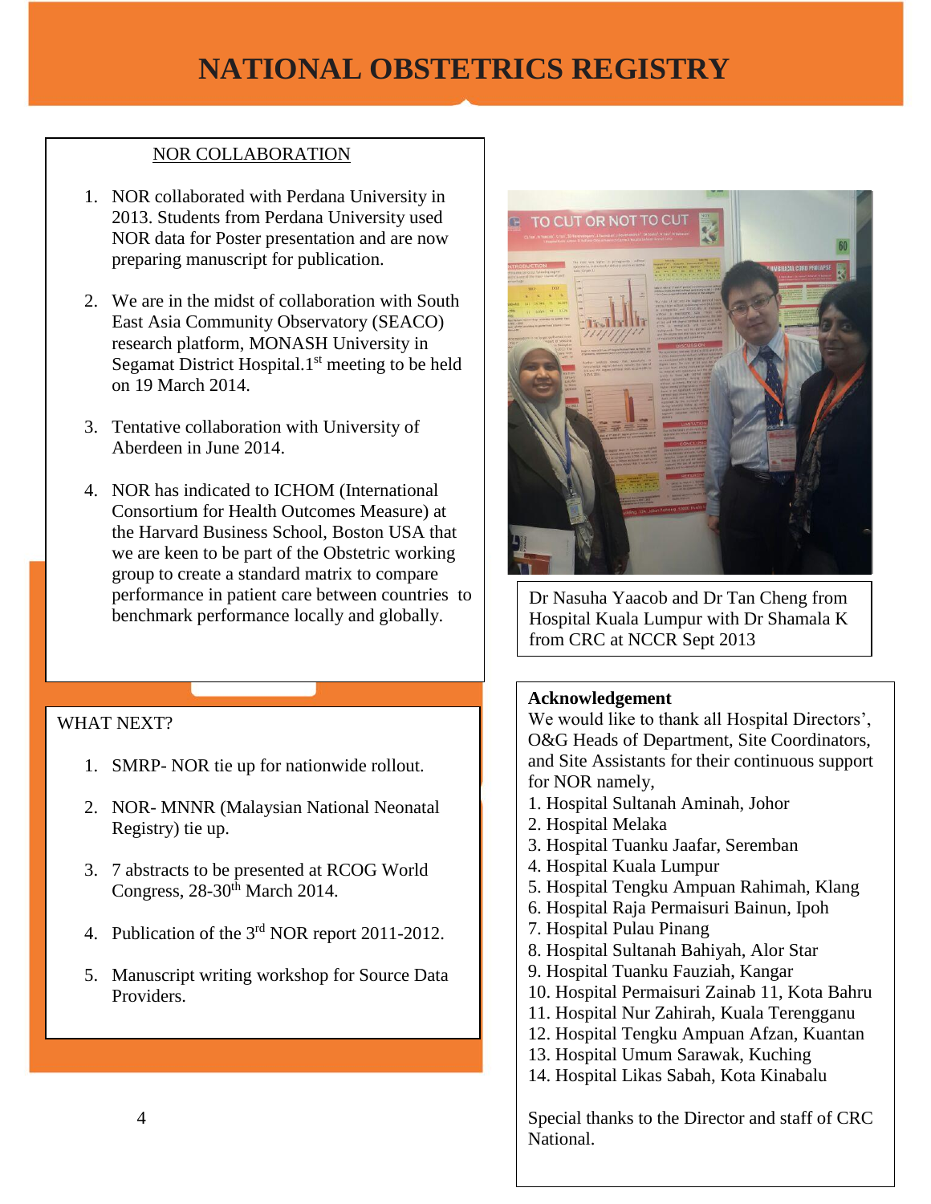# NATIONAL OBSTETRICS REGISTRY

## NOR COLLABORATION

1. NOR collaborated with Perdana University in 2013. Students from Perdana University used NOR data for Poster presentation and are now preparing manuscript for publication.

2. We are in the midst of collaboration with South East Asia Community Observatory (SEACO) research platform, MONASH University in Segamat District Hospital. 1st meeting to be held on 19 March 2014.

3. Tentative collaboration with University of Aberdeen in June 2014.

4. NOR has indicated to ICHOM (International Consortium for Health Outcomes Measure) at the Harvard Business School, Boston USA that we are keen to be part of the Obstetric working group to create a standard matrix to compare performance in patient care between countries to benchmark performance locally and globally.

Dr Nasuha Yaacob and Dr Tan Cheng from Hospital Kuala Lumpur with Dr Shamala K from CRC at NCCR Sept 2013

## WHAT NEXT?

1. SMRP- NOR tie up for nationwide rollout.

2. NOR- MNNR (Malaysian National Neonatal Registry) tie up.

3. 7 abstracts to be presented at RCOG World Congress, 28-30th March 2014.

4. Publication of the 3rd NOR report 2011-2012.

5. Manuscript writing workshop for Source Data Providers.

## Acknowledgement

We would like to thank all Hospital Directors', O&G Heads of Department, Site Coordinators, and Site Assistants for their continuous support for NOR namely,

1. Hospital Sultanah Aminah, Johor
2. Hospital Melaka
3. Hospital Tuanku Jaafar, Seremban
4. Hospital Kuala Lumpur
5. Hospital Tengku Ampuan Rahimah, Klang
6. Hospital Raja Permaisuri Bainun, Ipoh
7. Hospital Pulau Pinang
8. Hospital Sultanah Bahiyah, Alor Star
9. Hospital Tuanku Fauziah, Kangar
10. Hospital Permaisuri Zainab 11, Kota Bahru
11. Hospital Nur Zahirah, Kuala Terengganu
12. Hospital Tengku Ampuan Afzan, Kuantan
13. Hospital Umum Sarawak, Kuching
14. Hospital Likas Sabah, Kota Kinabalu

Special thanks to the Director and staff of CRC National.